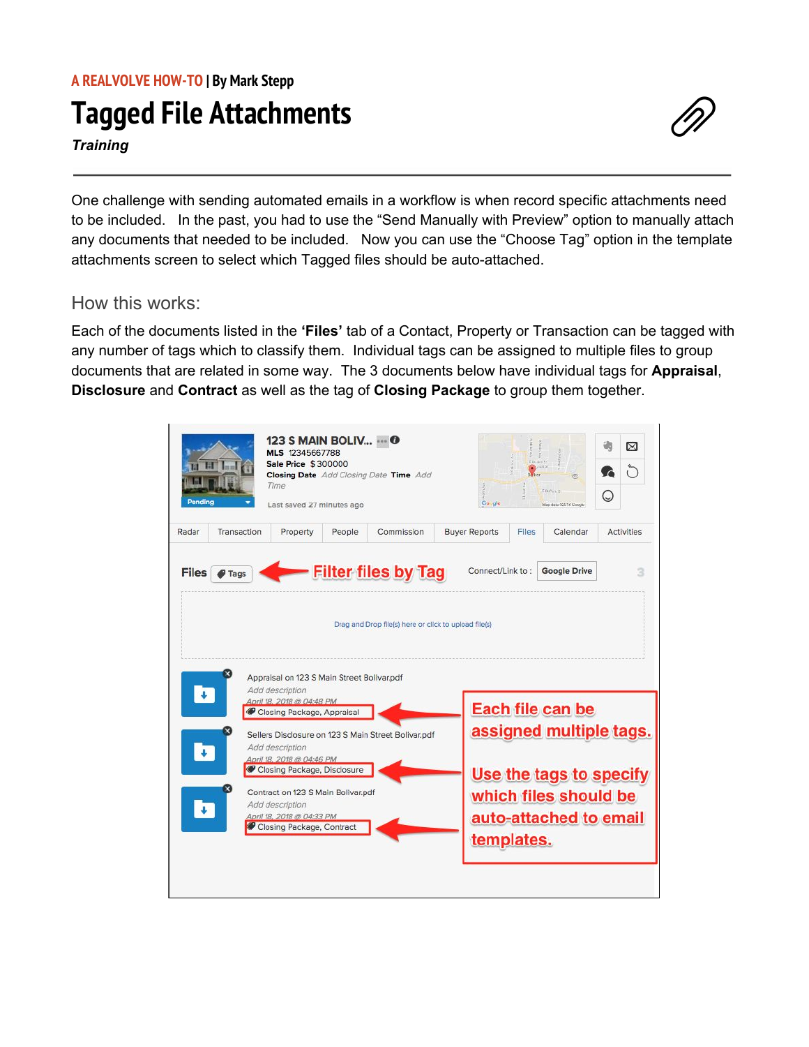A REALVOLVE HOW-TO | By Mark Stepp

# Tagged File Attachments

***Training***

---

One challenge with sending automated emails in a workflow is when record specific attachments need to be included. In the past, you had to use the "Send Manually with Preview" option to manually attach any documents that needed to be included. Now you can use the "Choose Tag" option in the template attachments screen to select which Tagged files should be auto-attached.

## How this works:

Each of the documents listed in the **'Files'** tab of a Contact, Property or Transaction can be tagged with any number of tags which to classify them. Individual tags can be assigned to multiple files to group documents that are related in some way. The 3 documents below have individual tags for **Appraisal**, **Disclosure** and **Contract** as well as the tag of **Closing Package** to group them together.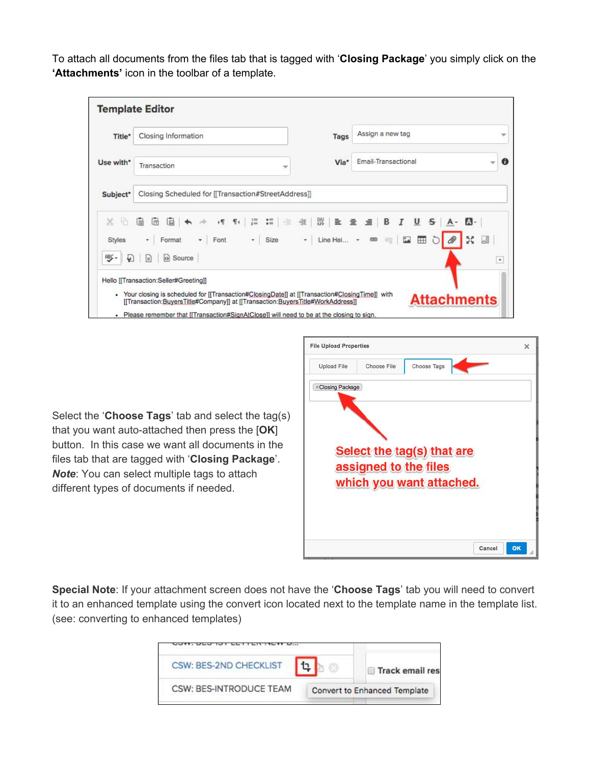To attach all documents from the files tab that is tagged with '**Closing Package**' you simply click on the **'Attachments'** icon in the toolbar of a template.

Select the '**Choose Tags**' tab and select the tag(s) that you want auto-attached then press the [**OK**] button. In this case we want all documents in the files tab that are tagged with '**Closing Package**'. ***Note***: You can select multiple tags to attach different types of documents if needed.

**Special Note**: If your attachment screen does not have the '**Choose Tags**' tab you will need to convert it to an enhanced template using the convert icon located next to the template name in the template list. (see: converting to enhanced templates)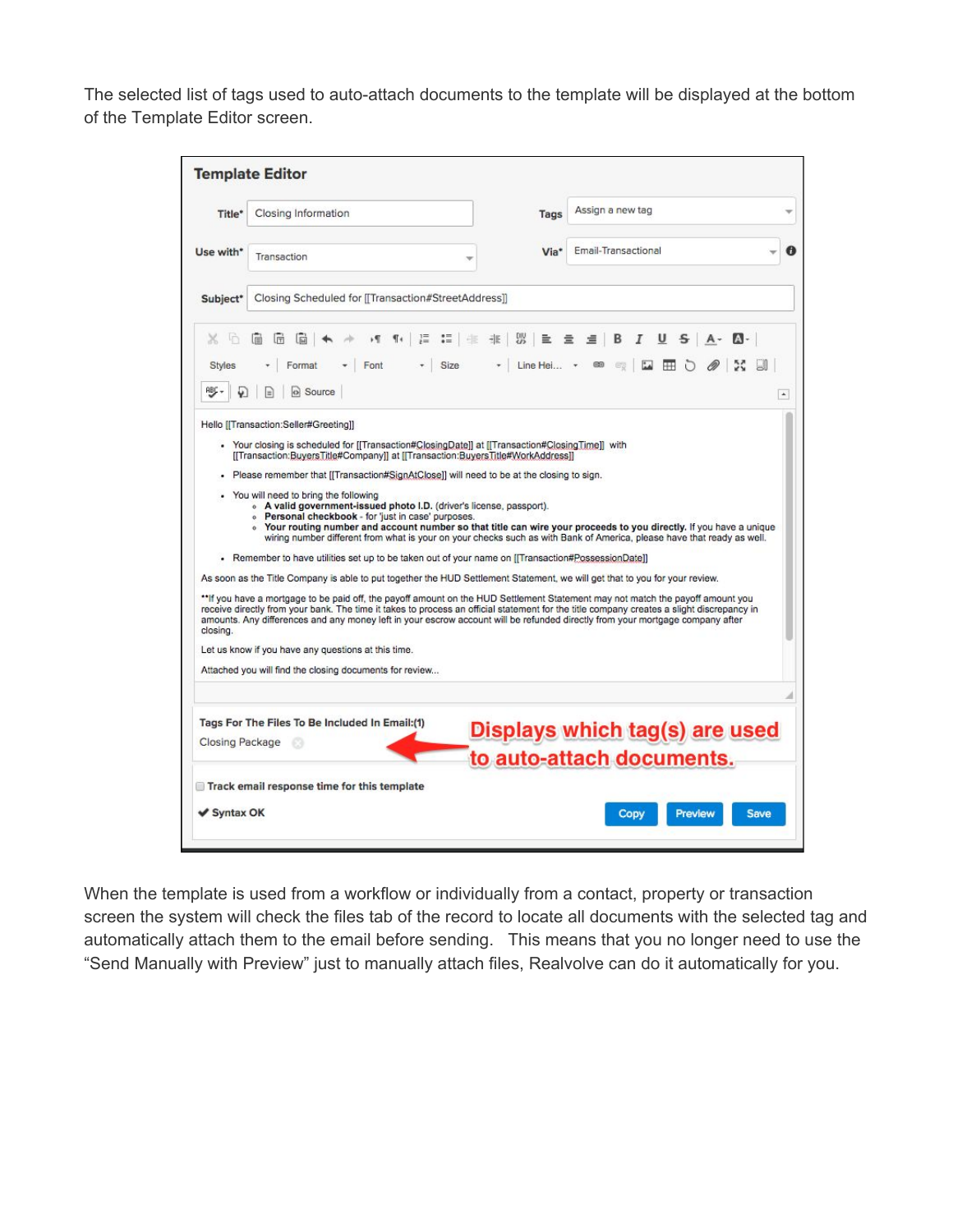The selected list of tags used to auto-attach documents to the template will be displayed at the bottom of the Template Editor screen.

When the template is used from a workflow or individually from a contact, property or transaction screen the system will check the files tab of the record to locate all documents with the selected tag and automatically attach them to the email before sending. This means that you no longer need to use the "Send Manually with Preview" just to manually attach files, Realvolve can do it automatically for you.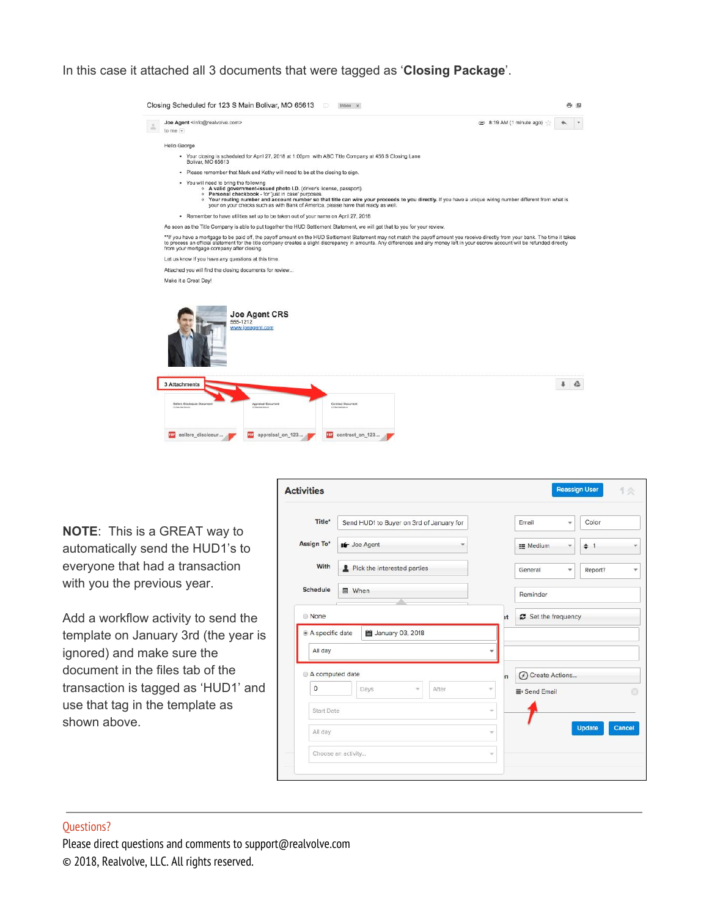In this case it attached all 3 documents that were tagged as '**Closing Package**'.

**NOTE**: This is a GREAT way to automatically send the HUD1's to everyone that had a transaction with you the previous year.

Add a workflow activity to send the template on January 3rd (the year is ignored) and make sure the document in the files tab of the transaction is tagged as 'HUD1' and use that tag in the template as shown above.

Questions?

Please direct questions and comments to support@realvolve.com

© 2018, Realvolve, LLC. All rights reserved.